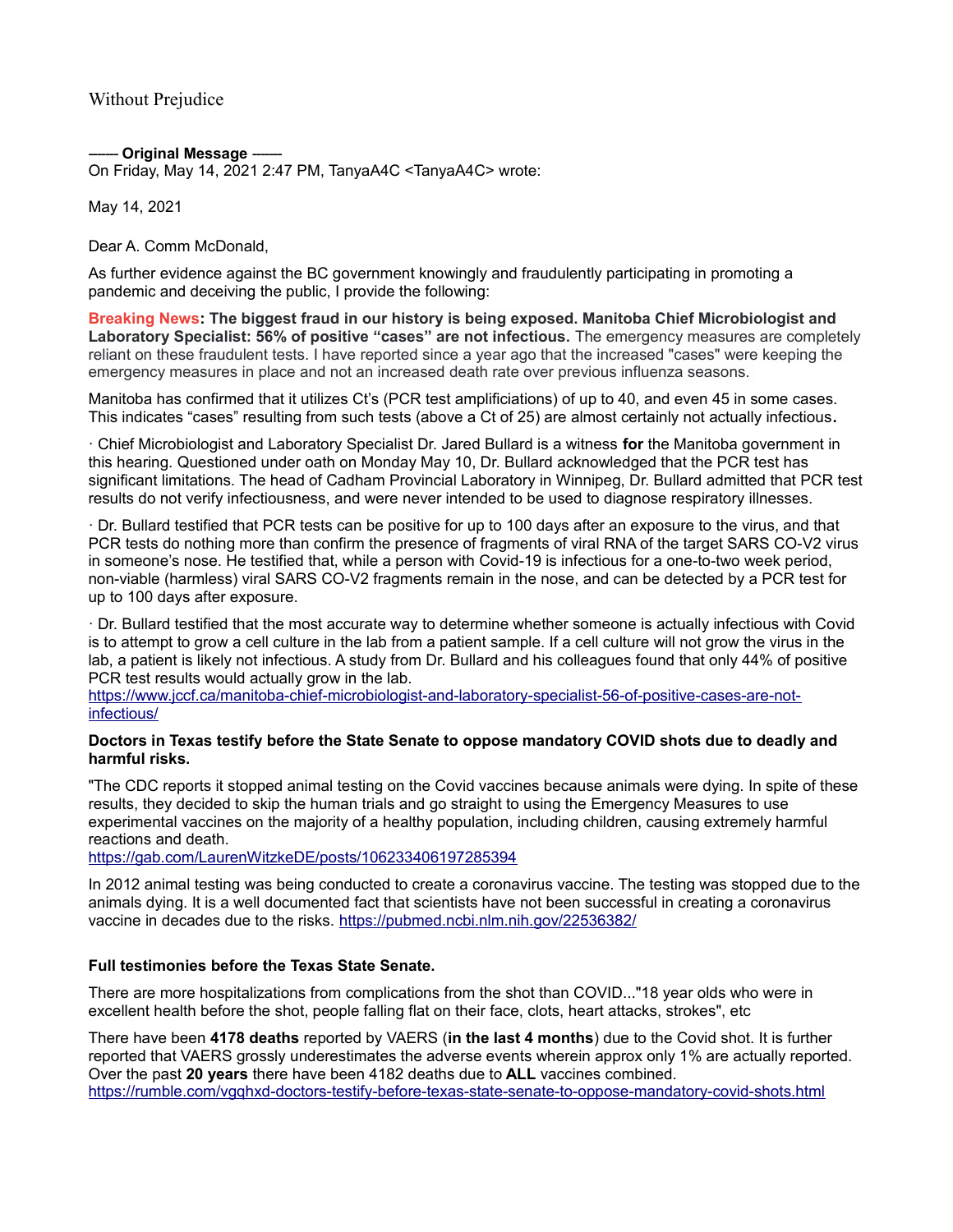Without Prejudice

**------ Original Message ------**
On Friday, May 14, 2021 2:47 PM, TanyaA4C <TanyaA4C> wrote:

May 14, 2021

Dear A. Comm McDonald,

As further evidence against the BC government knowingly and fraudulently participating in promoting a pandemic and deceiving the public, I provide the following:

**Breaking News: The biggest fraud in our history is being exposed. Manitoba Chief Microbiologist and Laboratory Specialist: 56% of positive "cases" are not infectious.** The emergency measures are completely reliant on these fraudulent tests. I have reported since a year ago that the increased "cases" were keeping the emergency measures in place and not an increased death rate over previous influenza seasons.

Manitoba has confirmed that it utilizes Ct's (PCR test amplifiications) of up to 40, and even 45 in some cases. This indicates "cases" resulting from such tests (above a Ct of 25) are almost certainly not actually infectious**.**

· Chief Microbiologist and Laboratory Specialist Dr. Jared Bullard is a witness **for** the Manitoba government in this hearing. Questioned under oath on Monday May 10, Dr. Bullard acknowledged that the PCR test has significant limitations. The head of Cadham Provincial Laboratory in Winnipeg, Dr. Bullard admitted that PCR test results do not verify infectiousness, and were never intended to be used to diagnose respiratory illnesses.

· Dr. Bullard testified that PCR tests can be positive for up to 100 days after an exposure to the virus, and that PCR tests do nothing more than confirm the presence of fragments of viral RNA of the target SARS CO-V2 virus in someone's nose. He testified that, while a person with Covid-19 is infectious for a one-to-two week period, non-viable (harmless) viral SARS CO-V2 fragments remain in the nose, and can be detected by a PCR test for up to 100 days after exposure.

· Dr. Bullard testified that the most accurate way to determine whether someone is actually infectious with Covid is to attempt to grow a cell culture in the lab from a patient sample. If a cell culture will not grow the virus in the lab, a patient is likely not infectious. A study from Dr. Bullard and his colleagues found that only 44% of positive PCR test results would actually grow in the lab.
https://www.jccf.ca/manitoba-chief-microbiologist-and-laboratory-specialist-56-of-positive-cases-are-not-infectious/

**Doctors in Texas testify before the State Senate to oppose mandatory COVID shots due to deadly and harmful risks.**

"The CDC reports it stopped animal testing on the Covid vaccines because animals were dying. In spite of these results, they decided to skip the human trials and go straight to using the Emergency Measures to use experimental vaccines on the majority of a healthy population, including children, causing extremely harmful reactions and death.
https://gab.com/LaurenWitzkeDE/posts/106233406197285394

In 2012 animal testing was being conducted to create a coronavirus vaccine. The testing was stopped due to the animals dying. It is a well documented fact that scientists have not been successful in creating a coronavirus vaccine in decades due to the risks. https://pubmed.ncbi.nlm.nih.gov/22536382/

**Full testimonies before the Texas State Senate.**

There are more hospitalizations from complications from the shot than COVID..."18 year olds who were in excellent health before the shot, people falling flat on their face, clots, heart attacks, strokes", etc

There have been **4178 deaths** reported by VAERS (**in the last 4 months**) due to the Covid shot. It is further reported that VAERS grossly underestimates the adverse events wherein approx only 1% are actually reported. Over the past **20 years** there have been 4182 deaths due to **ALL** vaccines combined.
https://rumble.com/vgqhxd-doctors-testify-before-texas-state-senate-to-oppose-mandatory-covid-shots.html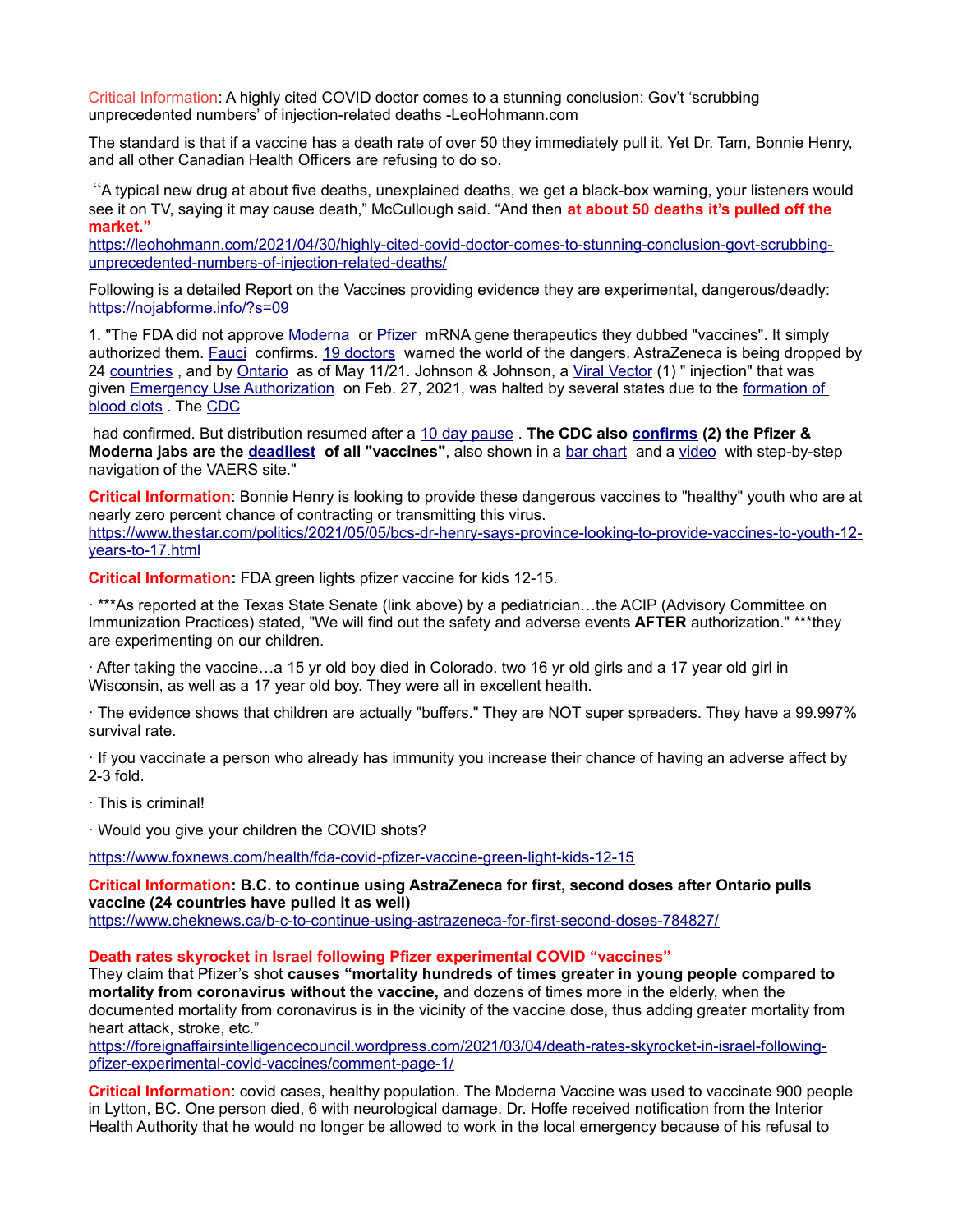Critical Information: A highly cited COVID doctor comes to a stunning conclusion: Gov't 'scrubbing unprecedented numbers' of injection-related deaths -LeoHohmann.com

The standard is that if a vaccine has a death rate of over 50 they immediately pull it. Yet Dr. Tam, Bonnie Henry, and all other Canadian Health Officers are refusing to do so.

"A typical new drug at about five deaths, unexplained deaths, we get a black-box warning, your listeners would see it on TV, saying it may cause death," McCullough said. "And then **at about 50 deaths it's pulled off the market."**

https://leohohmann.com/2021/04/30/highly-cited-covid-doctor-comes-to-stunning-conclusion-govt-scrubbing-unprecedented-numbers-of-injection-related-deaths/

Following is a detailed Report on the Vaccines providing evidence they are experimental, dangerous/deadly: https://nojabforme.info/?s=09

1. "The FDA did not approve Moderna or Pfizer mRNA gene therapeutics they dubbed "vaccines". It simply authorized them. Fauci confirms. 19 doctors warned the world of the dangers. AstraZeneca is being dropped by 24 countries , and by Ontario as of May 11/21. Johnson & Johnson, a Viral Vector (1) " injection" that was given Emergency Use Authorization on Feb. 27, 2021, was halted by several states due to the formation of blood clots . The CDC had confirmed. But distribution resumed after a 10 day pause . **The CDC also confirms (2) the Pfizer & Moderna jabs are the deadliest of all "vaccines"**, also shown in a bar chart and a video with step-by-step navigation of the VAERS site."

**Critical Information**: Bonnie Henry is looking to provide these dangerous vaccines to "healthy" youth who are at nearly zero percent chance of contracting or transmitting this virus.
https://www.thestar.com/politics/2021/05/05/bcs-dr-henry-says-province-looking-to-provide-vaccines-to-youth-12-years-to-17.html

**Critical Information:** FDA green lights pfizer vaccine for kids 12-15.

· ***As reported at the Texas State Senate (link above) by a pediatrician…the ACIP (Advisory Committee on Immunization Practices) stated, "We will find out the safety and adverse events **AFTER** authorization." ***they are experimenting on our children.

· After taking the vaccine…a 15 yr old boy died in Colorado. two 16 yr old girls and a 17 year old girl in Wisconsin, as well as a 17 year old boy. They were all in excellent health.

· The evidence shows that children are actually "buffers." They are NOT super spreaders. They have a 99.997% survival rate.

· If you vaccinate a person who already has immunity you increase their chance of having an adverse affect by 2-3 fold.

· This is criminal!

· Would you give your children the COVID shots?

https://www.foxnews.com/health/fda-covid-pfizer-vaccine-green-light-kids-12-15

**Critical Information: B.C. to continue using AstraZeneca for first, second doses after Ontario pulls vaccine (24 countries have pulled it as well)**
https://www.cheknews.ca/b-c-to-continue-using-astrazeneca-for-first-second-doses-784827/

**Death rates skyrocket in Israel following Pfizer experimental COVID "vaccines"**
They claim that Pfizer's shot **causes "mortality hundreds of times greater in young people compared to mortality from coronavirus without the vaccine,** and dozens of times more in the elderly, when the documented mortality from coronavirus is in the vicinity of the vaccine dose, thus adding greater mortality from heart attack, stroke, etc."
https://foreignaffairsintelligencecouncil.wordpress.com/2021/03/04/death-rates-skyrocket-in-israel-following-pfizer-experimental-covid-vaccines/comment-page-1/

**Critical Information**: covid cases, healthy population. The Moderna Vaccine was used to vaccinate 900 people in Lytton, BC. One person died, 6 with neurological damage. Dr. Hoffe received notification from the Interior Health Authority that he would no longer be allowed to work in the local emergency because of his refusal to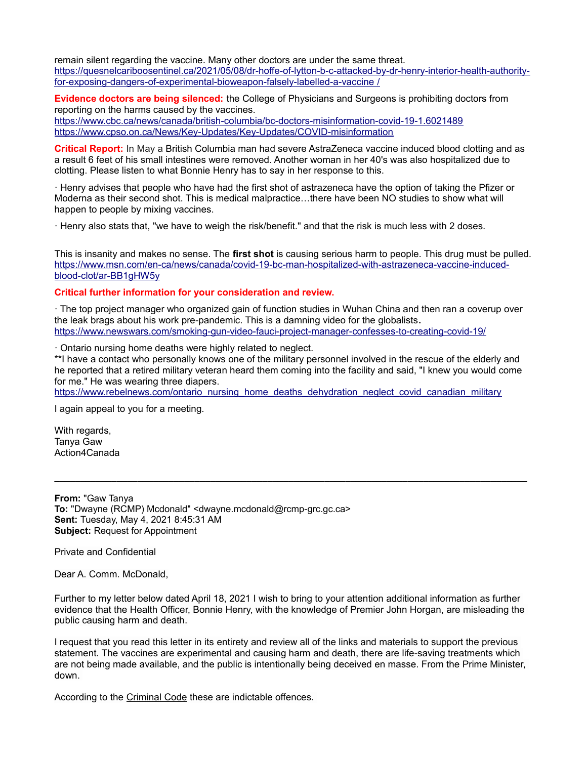remain silent regarding the vaccine. Many other doctors are under the same threat.
https://quesnelcariboosentinel.ca/2021/05/08/dr-hoffe-of-lytton-b-c-attacked-by-dr-henry-interior-health-authority-for-exposing-dangers-of-experimental-bioweapon-falsely-labelled-a-vaccine /

**Evidence doctors are being silenced:** the College of Physicians and Surgeons is prohibiting doctors from reporting on the harms caused by the vaccines.
https://www.cbc.ca/news/canada/british-columbia/bc-doctors-misinformation-covid-19-1.6021489
https://www.cpso.on.ca/News/Key-Updates/Key-Updates/COVID-misinformation

**Critical Report:** In May a British Columbia man had severe AstraZeneca vaccine induced blood clotting and as a result 6 feet of his small intestines were removed. Another woman in her 40's was also hospitalized due to clotting. Please listen to what Bonnie Henry has to say in her response to this.

· Henry advises that people who have had the first shot of astrazeneca have the option of taking the Pfizer or Moderna as their second shot. This is medical malpractice…there have been NO studies to show what will happen to people by mixing vaccines.

· Henry also stats that, "we have to weigh the risk/benefit." and that the risk is much less with 2 doses.

This is insanity and makes no sense. The **first shot** is causing serious harm to people. This drug must be pulled.
https://www.msn.com/en-ca/news/canada/covid-19-bc-man-hospitalized-with-astrazeneca-vaccine-induced-blood-clot/ar-BB1gHW5y

**Critical further information for your consideration and review.**

· The top project manager who organized gain of function studies in Wuhan China and then ran a coverup over the leak brags about his work pre-pandemic. This is a damning video for the globalists**.**
https://www.newswars.com/smoking-gun-video-fauci-project-manager-confesses-to-creating-covid-19/

· Ontario nursing home deaths were highly related to neglect.
**I have a contact who personally knows one of the military personnel involved in the rescue of the elderly and he reported that a retired military veteran heard them coming into the facility and said, "I knew you would come for me." He was wearing three diapers.
https://www.rebelnews.com/ontario_nursing_home_deaths_dehydration_neglect_covid_canadian_military

I again appeal to you for a meeting.

With regards,
Tanya Gaw
Action4Canada

---

**From:** "Gaw Tanya
**To:** "Dwayne (RCMP) Mcdonald" <dwayne.mcdonald@rcmp-grc.gc.ca>
**Sent:** Tuesday, May 4, 2021 8:45:31 AM
**Subject:** Request for Appointment

Private and Confidential

Dear A. Comm. McDonald,

Further to my letter below dated April 18, 2021 I wish to bring to your attention additional information as further evidence that the Health Officer, Bonnie Henry, with the knowledge of Premier John Horgan, are misleading the public causing harm and death.

I request that you read this letter in its entirety and review all of the links and materials to support the previous statement. The vaccines are experimental and causing harm and death, there are life-saving treatments which are not being made available, and the public is intentionally being deceived en masse. From the Prime Minister, down.

According to the Criminal Code these are indictable offences.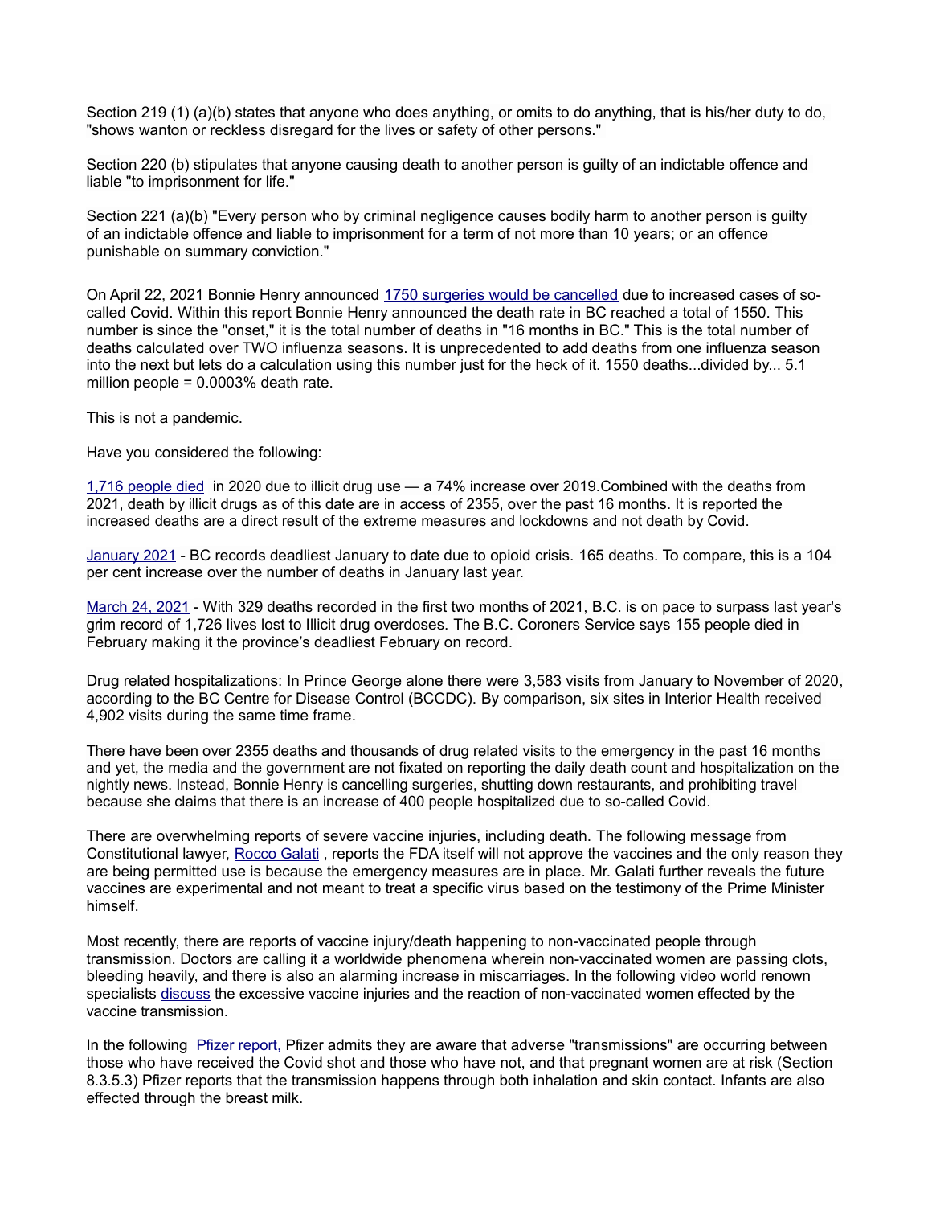Section 219 (1) (a)(b) states that anyone who does anything, or omits to do anything, that is his/her duty to do, "shows wanton or reckless disregard for the lives or safety of other persons."

Section 220 (b) stipulates that anyone causing death to another person is guilty of an indictable offence and liable "to imprisonment for life."

Section 221 (a)(b) "Every person who by criminal negligence causes bodily harm to another person is guilty of an indictable offence and liable to imprisonment for a term of not more than 10 years; or an offence punishable on summary conviction."

On April 22, 2021 Bonnie Henry announced [1750 surgeries would be cancelled] due to increased cases of so-called Covid. Within this report Bonnie Henry announced the death rate in BC reached a total of 1550. This number is since the "onset," it is the total number of deaths in "16 months in BC." This is the total number of deaths calculated over TWO influenza seasons. It is unprecedented to add deaths from one influenza season into the next but lets do a calculation using this number just for the heck of it. 1550 deaths...divided by... 5.1 million people = 0.0003% death rate.

This is not a pandemic.

Have you considered the following:

[1,716 people died] in 2020 due to illicit drug use — a 74% increase over 2019.Combined with the deaths from 2021, death by illicit drugs as of this date are in access of 2355, over the past 16 months. It is reported the increased deaths are a direct result of the extreme measures and lockdowns and not death by Covid.

[January 2021] - BC records deadliest January to date due to opioid crisis. 165 deaths. To compare, this is a 104 per cent increase over the number of deaths in January last year.

[March 24, 2021] - With 329 deaths recorded in the first two months of 2021, B.C. is on pace to surpass last year's grim record of 1,726 lives lost to Illicit drug overdoses. The B.C. Coroners Service says 155 people died in February making it the province's deadliest February on record.

Drug related hospitalizations: In Prince George alone there were 3,583 visits from January to November of 2020, according to the BC Centre for Disease Control (BCCDC). By comparison, six sites in Interior Health received 4,902 visits during the same time frame.

There have been over 2355 deaths and thousands of drug related visits to the emergency in the past 16 months and yet, the media and the government are not fixated on reporting the daily death count and hospitalization on the nightly news. Instead, Bonnie Henry is cancelling surgeries, shutting down restaurants, and prohibiting travel because she claims that there is an increase of 400 people hospitalized due to so-called Covid.

There are overwhelming reports of severe vaccine injuries, including death. The following message from Constitutional lawyer, [Rocco Galati] , reports the FDA itself will not approve the vaccines and the only reason they are being permitted use is because the emergency measures are in place. Mr. Galati further reveals the future vaccines are experimental and not meant to treat a specific virus based on the testimony of the Prime Minister himself.

Most recently, there are reports of vaccine injury/death happening to non-vaccinated people through transmission. Doctors are calling it a worldwide phenomena wherein non-vaccinated women are passing clots, bleeding heavily, and there is also an alarming increase in miscarriages. In the following video world renown specialists [discuss] the excessive vaccine injuries and the reaction of non-vaccinated women effected by the vaccine transmission.

In the following [Pfizer report,] Pfizer admits they are aware that adverse "transmissions" are occurring between those who have received the Covid shot and those who have not, and that pregnant women are at risk (Section 8.3.5.3) Pfizer reports that the transmission happens through both inhalation and skin contact. Infants are also effected through the breast milk.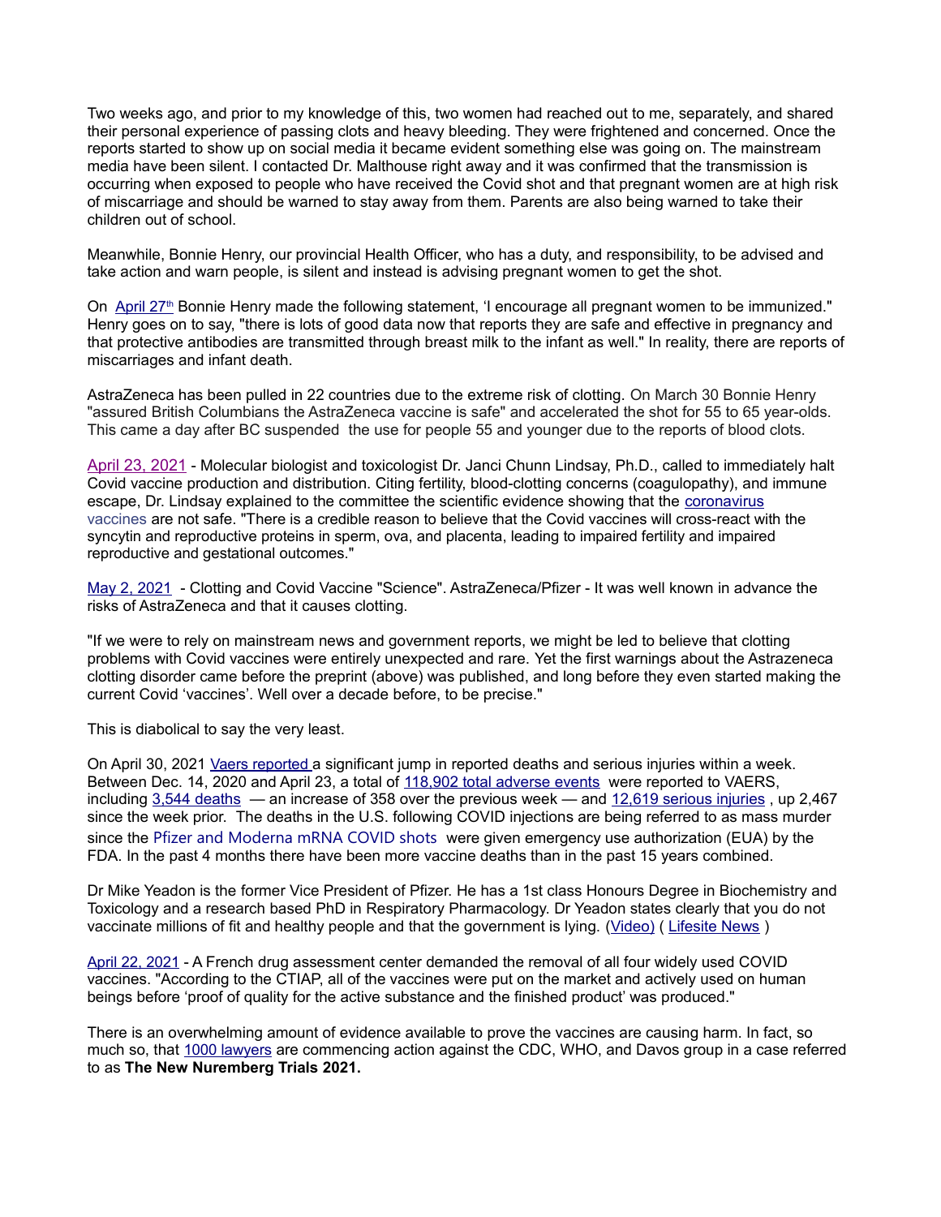Two weeks ago, and prior to my knowledge of this, two women had reached out to me, separately, and shared their personal experience of passing clots and heavy bleeding. They were frightened and concerned. Once the reports started to show up on social media it became evident something else was going on. The mainstream media have been silent. I contacted Dr. Malthouse right away and it was confirmed that the transmission is occurring when exposed to people who have received the Covid shot and that pregnant women are at high risk of miscarriage and should be warned to stay away from them. Parents are also being warned to take their children out of school.

Meanwhile, Bonnie Henry, our provincial Health Officer, who has a duty, and responsibility, to be advised and take action and warn people, is silent and instead is advising pregnant women to get the shot.

On April 27th Bonnie Henry made the following statement, 'I encourage all pregnant women to be immunized." Henry goes on to say, "there is lots of good data now that reports they are safe and effective in pregnancy and that protective antibodies are transmitted through breast milk to the infant as well." In reality, there are reports of miscarriages and infant death.

AstraZeneca has been pulled in 22 countries due to the extreme risk of clotting. On March 30 Bonnie Henry "assured British Columbians the AstraZeneca vaccine is safe" and accelerated the shot for 55 to 65 year-olds. This came a day after BC suspended the use for people 55 and younger due to the reports of blood clots.

April 23, 2021 - Molecular biologist and toxicologist Dr. Janci Chunn Lindsay, Ph.D., called to immediately halt Covid vaccine production and distribution. Citing fertility, blood-clotting concerns (coagulopathy), and immune escape, Dr. Lindsay explained to the committee the scientific evidence showing that the coronavirus vaccines are not safe. "There is a credible reason to believe that the Covid vaccines will cross-react with the syncytin and reproductive proteins in sperm, ova, and placenta, leading to impaired fertility and impaired reproductive and gestational outcomes."

May 2, 2021 - Clotting and Covid Vaccine "Science". AstraZeneca/Pfizer - It was well known in advance the risks of AstraZeneca and that it causes clotting.

"If we were to rely on mainstream news and government reports, we might be led to believe that clotting problems with Covid vaccines were entirely unexpected and rare. Yet the first warnings about the Astrazeneca clotting disorder came before the preprint (above) was published, and long before they even started making the current Covid 'vaccines'. Well over a decade before, to be precise."

This is diabolical to say the very least.

On April 30, 2021 Vaers reported a significant jump in reported deaths and serious injuries within a week. Between Dec. 14, 2020 and April 23, a total of 118,902 total adverse events were reported to VAERS, including 3,544 deaths — an increase of 358 over the previous week — and 12,619 serious injuries, up 2,467 since the week prior. The deaths in the U.S. following COVID injections are being referred to as mass murder since the Pfizer and Moderna mRNA COVID shots were given emergency use authorization (EUA) by the FDA. In the past 4 months there have been more vaccine deaths than in the past 15 years combined.

Dr Mike Yeadon is the former Vice President of Pfizer. He has a 1st class Honours Degree in Biochemistry and Toxicology and a research based PhD in Respiratory Pharmacology. Dr Yeadon states clearly that you do not vaccinate millions of fit and healthy people and that the government is lying. (Video) ( Lifesite News )

April 22, 2021 - A French drug assessment center demanded the removal of all four widely used COVID vaccines. "According to the CTIAP, all of the vaccines were put on the market and actively used on human beings before 'proof of quality for the active substance and the finished product' was produced."

There is an overwhelming amount of evidence available to prove the vaccines are causing harm. In fact, so much so, that 1000 lawyers are commencing action against the CDC, WHO, and Davos group in a case referred to as **The New Nuremberg Trials 2021.**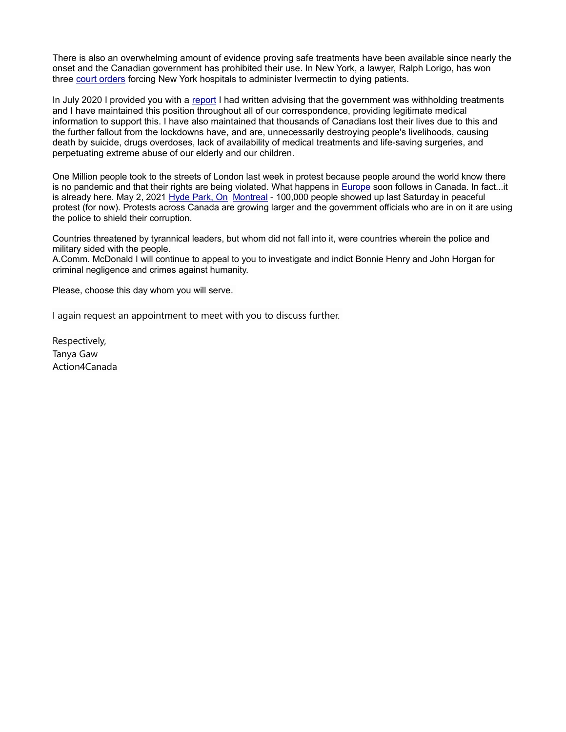There is also an overwhelming amount of evidence proving safe treatments have been available since nearly the onset and the Canadian government has prohibited their use. In New York, a lawyer, Ralph Lorigo, has won three [court orders] forcing New York hospitals to administer Ivermectin to dying patients.

In July 2020 I provided you with a [report] I had written advising that the government was withholding treatments and I have maintained this position throughout all of our correspondence, providing legitimate medical information to support this. I have also maintained that thousands of Canadians lost their lives due to this and the further fallout from the lockdowns have, and are, unnecessarily destroying people's livelihoods, causing death by suicide, drugs overdoses, lack of availability of medical treatments and life-saving surgeries, and perpetuating extreme abuse of our elderly and our children.

One Million people took to the streets of London last week in protest because people around the world know there is no pandemic and that their rights are being violated. What happens in [Europe] soon follows in Canada. In fact...it is already here. May 2, 2021 [Hyde Park, On] [Montreal] - 100,000 people showed up last Saturday in peaceful protest (for now). Protests across Canada are growing larger and the government officials who are in on it are using the police to shield their corruption.

Countries threatened by tyrannical leaders, but whom did not fall into it, were countries wherein the police and military sided with the people.
A.Comm. McDonald I will continue to appeal to you to investigate and indict Bonnie Henry and John Horgan for criminal negligence and crimes against humanity.

Please, choose this day whom you will serve.

I again request an appointment to meet with you to discuss further.

Respectively,
Tanya Gaw
Action4Canada